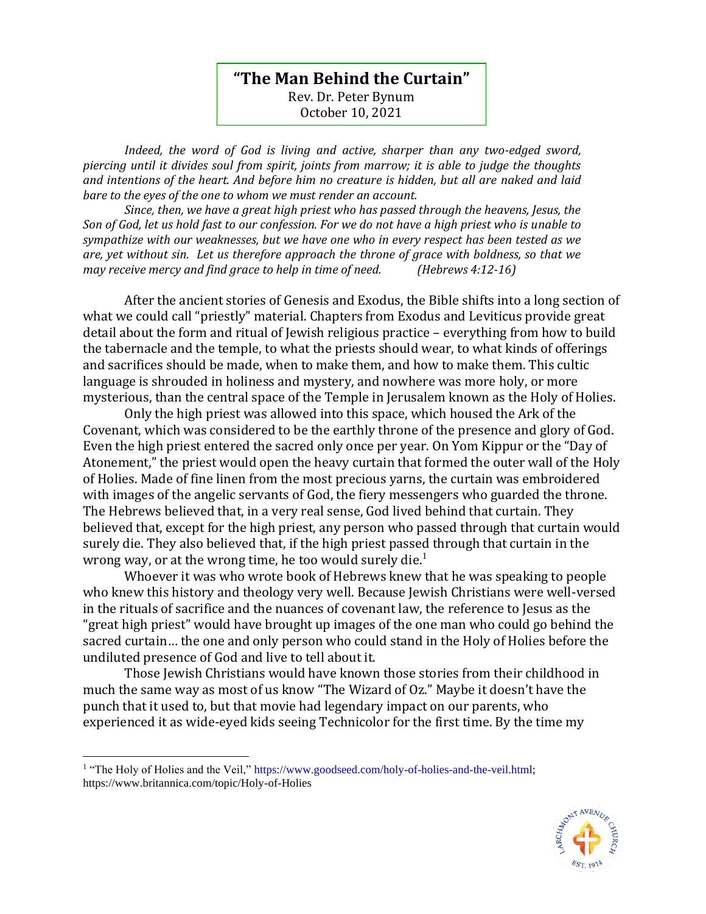# "The Man Behind the Curtain"

Rev. Dr. Peter Bynum
October 10, 2021

*Indeed, the word of God is living and active, sharper than any two-edged sword, piercing until it divides soul from spirit, joints from marrow; it is able to judge the thoughts and intentions of the heart. And before him no creature is hidden, but all are naked and laid bare to the eyes of the one to whom we must render an account.*

*Since, then, we have a great high priest who has passed through the heavens, Jesus, the Son of God, let us hold fast to our confession. For we do not have a high priest who is unable to sympathize with our weaknesses, but we have one who in every respect has been tested as we are, yet without sin. Let us therefore approach the throne of grace with boldness, so that we may receive mercy and find grace to help in time of need. (Hebrews 4:12-16)*

After the ancient stories of Genesis and Exodus, the Bible shifts into a long section of what we could call "priestly" material. Chapters from Exodus and Leviticus provide great detail about the form and ritual of Jewish religious practice – everything from how to build the tabernacle and the temple, to what the priests should wear, to what kinds of offerings and sacrifices should be made, when to make them, and how to make them. This cultic language is shrouded in holiness and mystery, and nowhere was more holy, or more mysterious, than the central space of the Temple in Jerusalem known as the Holy of Holies.

Only the high priest was allowed into this space, which housed the Ark of the Covenant, which was considered to be the earthly throne of the presence and glory of God. Even the high priest entered the sacred only once per year. On Yom Kippur or the "Day of Atonement," the priest would open the heavy curtain that formed the outer wall of the Holy of Holies. Made of fine linen from the most precious yarns, the curtain was embroidered with images of the angelic servants of God, the fiery messengers who guarded the throne. The Hebrews believed that, in a very real sense, God lived behind that curtain. They believed that, except for the high priest, any person who passed through that curtain would surely die. They also believed that, if the high priest passed through that curtain in the wrong way, or at the wrong time, he too would surely die.[1]

Whoever it was who wrote book of Hebrews knew that he was speaking to people who knew this history and theology very well. Because Jewish Christians were well-versed in the rituals of sacrifice and the nuances of covenant law, the reference to Jesus as the "great high priest" would have brought up images of the one man who could go behind the sacred curtain… the one and only person who could stand in the Holy of Holies before the undiluted presence of God and live to tell about it.

Those Jewish Christians would have known those stories from their childhood in much the same way as most of us know "The Wizard of Oz." Maybe it doesn't have the punch that it used to, but that movie had legendary impact on our parents, who experienced it as wide-eyed kids seeing Technicolor for the first time. By the time my

[1] "The Holy of Holies and the Veil," https://www.goodseed.com/holy-of-holies-and-the-veil.html; https://www.britannica.com/topic/Holy-of-Holies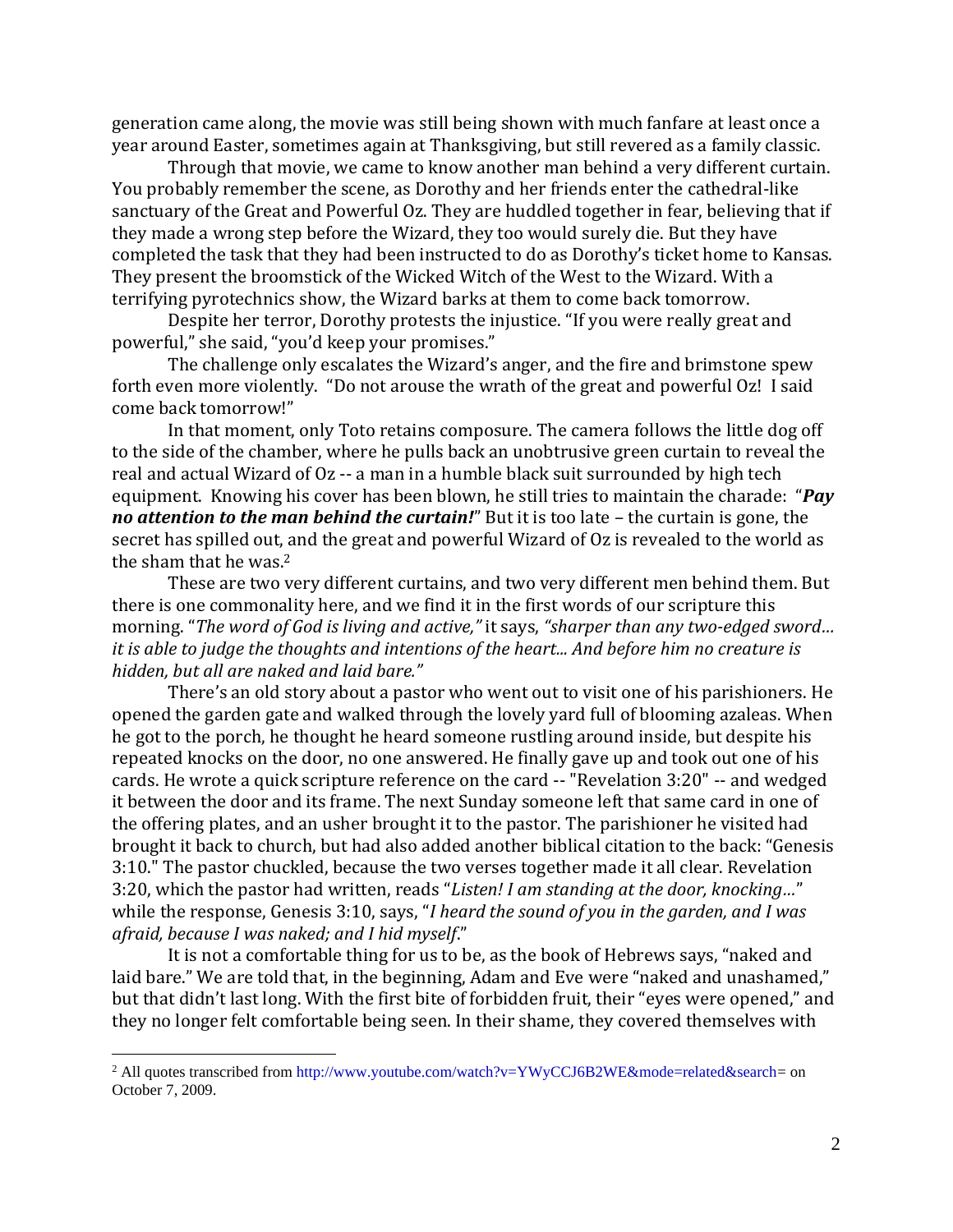generation came along, the movie was still being shown with much fanfare at least once a year around Easter, sometimes again at Thanksgiving, but still revered as a family classic.

Through that movie, we came to know another man behind a very different curtain. You probably remember the scene, as Dorothy and her friends enter the cathedral-like sanctuary of the Great and Powerful Oz. They are huddled together in fear, believing that if they made a wrong step before the Wizard, they too would surely die. But they have completed the task that they had been instructed to do as Dorothy's ticket home to Kansas. They present the broomstick of the Wicked Witch of the West to the Wizard. With a terrifying pyrotechnics show, the Wizard barks at them to come back tomorrow.

Despite her terror, Dorothy protests the injustice. "If you were really great and powerful," she said, "you'd keep your promises."

The challenge only escalates the Wizard's anger, and the fire and brimstone spew forth even more violently. "Do not arouse the wrath of the great and powerful Oz! I said come back tomorrow!"

In that moment, only Toto retains composure. The camera follows the little dog off to the side of the chamber, where he pulls back an unobtrusive green curtain to reveal the real and actual Wizard of Oz -- a man in a humble black suit surrounded by high tech equipment. Knowing his cover has been blown, he still tries to maintain the charade: "***Pay no attention to the man behind the curtain!***" But it is too late – the curtain is gone, the secret has spilled out, and the great and powerful Wizard of Oz is revealed to the world as the sham that he was.[2]

These are two very different curtains, and two very different men behind them. But there is one commonality here, and we find it in the first words of our scripture this morning. "*The word of God is living and active,"* it says, *"sharper than any two-edged sword… it is able to judge the thoughts and intentions of the heart... And before him no creature is hidden, but all are naked and laid bare."*

There's an old story about a pastor who went out to visit one of his parishioners. He opened the garden gate and walked through the lovely yard full of blooming azaleas. When he got to the porch, he thought he heard someone rustling around inside, but despite his repeated knocks on the door, no one answered. He finally gave up and took out one of his cards. He wrote a quick scripture reference on the card -- "Revelation 3:20" -- and wedged it between the door and its frame. The next Sunday someone left that same card in one of the offering plates, and an usher brought it to the pastor. The parishioner he visited had brought it back to church, but had also added another biblical citation to the back: "Genesis 3:10." The pastor chuckled, because the two verses together made it all clear. Revelation 3:20, which the pastor had written, reads "*Listen! I am standing at the door, knocking…*" while the response, Genesis 3:10, says, "*I heard the sound of you in the garden, and I was afraid, because I was naked; and I hid myself*."

It is not a comfortable thing for us to be, as the book of Hebrews says, "naked and laid bare." We are told that, in the beginning, Adam and Eve were "naked and unashamed," but that didn't last long. With the first bite of forbidden fruit, their "eyes were opened," and they no longer felt comfortable being seen. In their shame, they covered themselves with

---

[2] All quotes transcribed from http://www.youtube.com/watch?v=YWyCCJ6B2WE&mode=related&search= on October 7, 2009.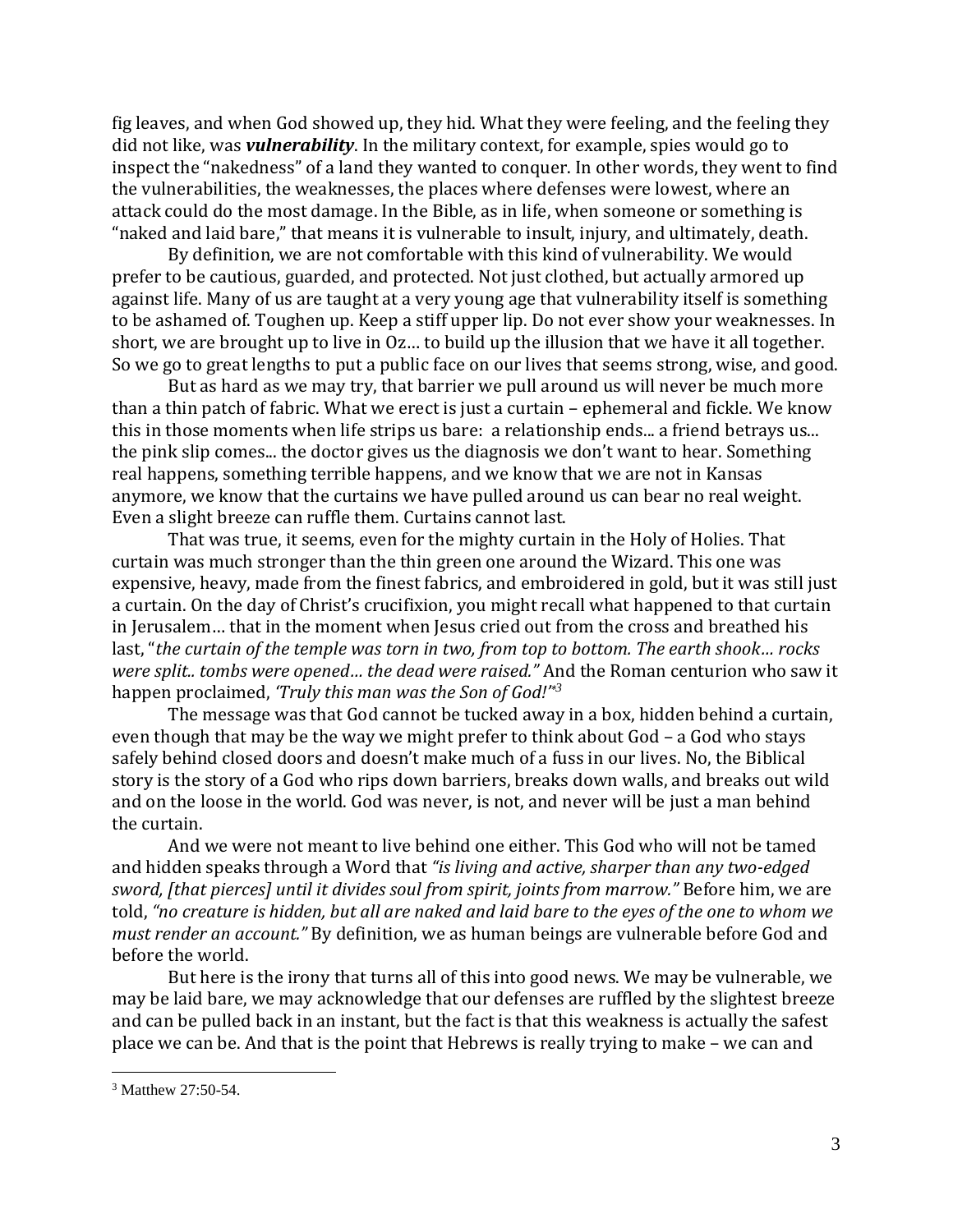fig leaves, and when God showed up, they hid. What they were feeling, and the feeling they did not like, was ***vulnerability***. In the military context, for example, spies would go to inspect the "nakedness" of a land they wanted to conquer. In other words, they went to find the vulnerabilities, the weaknesses, the places where defenses were lowest, where an attack could do the most damage. In the Bible, as in life, when someone or something is "naked and laid bare," that means it is vulnerable to insult, injury, and ultimately, death.

By definition, we are not comfortable with this kind of vulnerability. We would prefer to be cautious, guarded, and protected. Not just clothed, but actually armored up against life. Many of us are taught at a very young age that vulnerability itself is something to be ashamed of. Toughen up. Keep a stiff upper lip. Do not ever show your weaknesses. In short, we are brought up to live in Oz… to build up the illusion that we have it all together. So we go to great lengths to put a public face on our lives that seems strong, wise, and good.

But as hard as we may try, that barrier we pull around us will never be much more than a thin patch of fabric. What we erect is just a curtain – ephemeral and fickle. We know this in those moments when life strips us bare: a relationship ends... a friend betrays us... the pink slip comes... the doctor gives us the diagnosis we don't want to hear. Something real happens, something terrible happens, and we know that we are not in Kansas anymore, we know that the curtains we have pulled around us can bear no real weight. Even a slight breeze can ruffle them. Curtains cannot last.

That was true, it seems, even for the mighty curtain in the Holy of Holies. That curtain was much stronger than the thin green one around the Wizard. This one was expensive, heavy, made from the finest fabrics, and embroidered in gold, but it was still just a curtain. On the day of Christ's crucifixion, you might recall what happened to that curtain in Jerusalem… that in the moment when Jesus cried out from the cross and breathed his last, "*the curtain of the temple was torn in two, from top to bottom. The earth shook… rocks were split.. tombs were opened… the dead were raised."* And the Roman centurion who saw it happen proclaimed, *'Truly this man was the Son of God!'"*[3]

The message was that God cannot be tucked away in a box, hidden behind a curtain, even though that may be the way we might prefer to think about God – a God who stays safely behind closed doors and doesn't make much of a fuss in our lives. No, the Biblical story is the story of a God who rips down barriers, breaks down walls, and breaks out wild and on the loose in the world. God was never, is not, and never will be just a man behind the curtain.

And we were not meant to live behind one either. This God who will not be tamed and hidden speaks through a Word that *"is living and active, sharper than any two-edged sword, [that pierces] until it divides soul from spirit, joints from marrow."* Before him, we are told, *"no creature is hidden, but all are naked and laid bare to the eyes of the one to whom we must render an account."* By definition, we as human beings are vulnerable before God and before the world.

But here is the irony that turns all of this into good news. We may be vulnerable, we may be laid bare, we may acknowledge that our defenses are ruffled by the slightest breeze and can be pulled back in an instant, but the fact is that this weakness is actually the safest place we can be. And that is the point that Hebrews is really trying to make – we can and

---

[3] Matthew 27:50-54.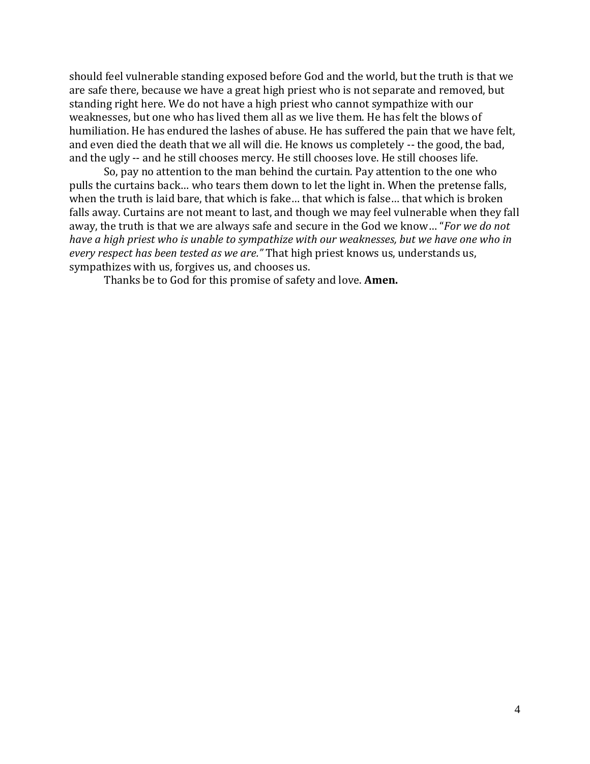should feel vulnerable standing exposed before God and the world, but the truth is that we are safe there, because we have a great high priest who is not separate and removed, but standing right here. We do not have a high priest who cannot sympathize with our weaknesses, but one who has lived them all as we live them. He has felt the blows of humiliation. He has endured the lashes of abuse. He has suffered the pain that we have felt, and even died the death that we all will die. He knows us completely -- the good, the bad, and the ugly -- and he still chooses mercy. He still chooses love. He still chooses life.

So, pay no attention to the man behind the curtain. Pay attention to the one who pulls the curtains back… who tears them down to let the light in. When the pretense falls, when the truth is laid bare, that which is fake… that which is false… that which is broken falls away. Curtains are not meant to last, and though we may feel vulnerable when they fall away, the truth is that we are always safe and secure in the God we know… "*For we do not have a high priest who is unable to sympathize with our weaknesses, but we have one who in every respect has been tested as we are.*" That high priest knows us, understands us, sympathizes with us, forgives us, and chooses us.

Thanks be to God for this promise of safety and love. **Amen.**